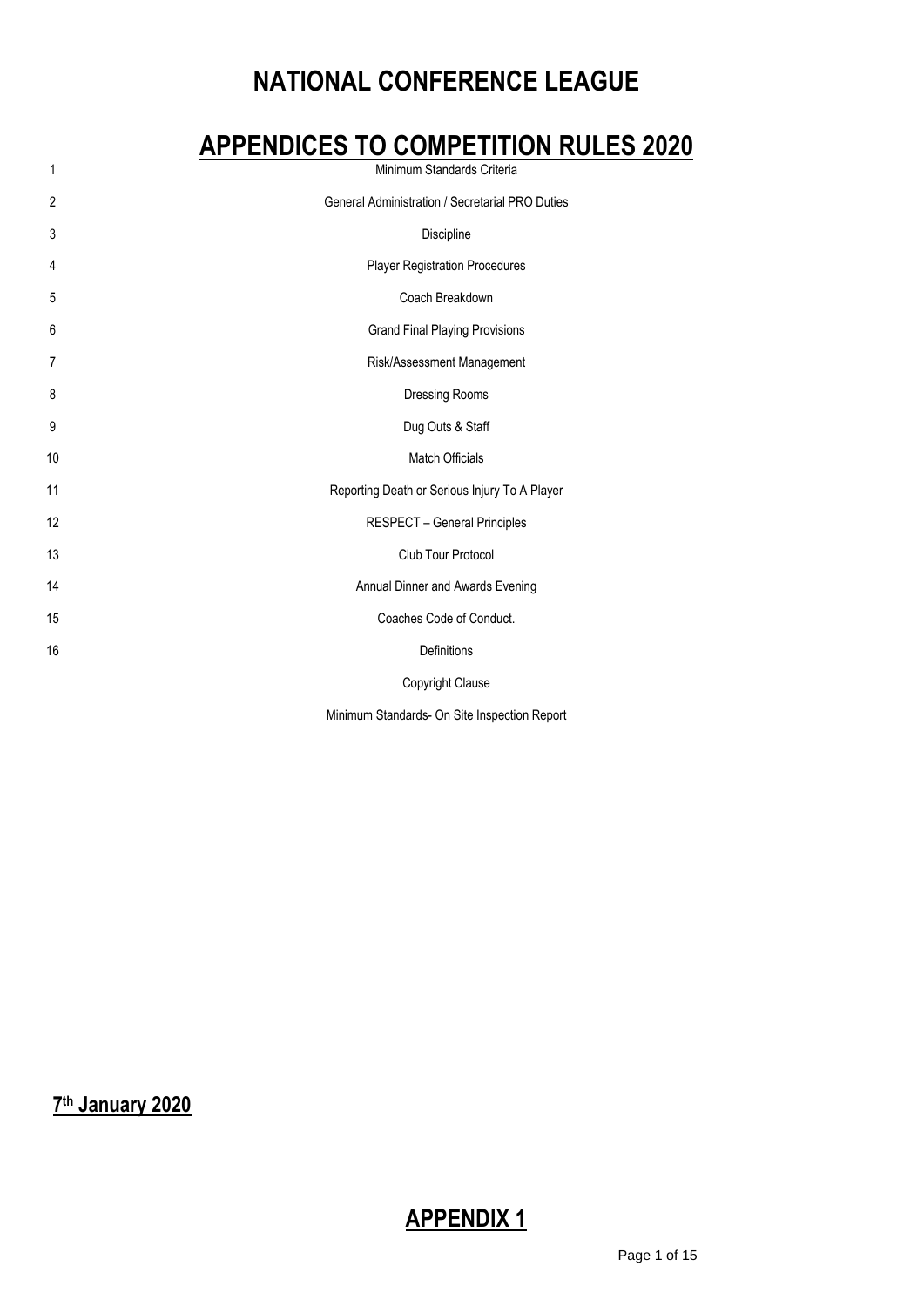# NATIONAL CONFERENCE LEAGUE

## APPENDICES TO COMPETITION RULES 2020

| | |
|---|---|
| 1 | Minimum Standards Criteria |
| 2 | General Administration / Secretarial PRO Duties |
| 3 | Discipline |
| 4 | Player Registration Procedures |
| 5 | Coach Breakdown |
| 6 | Grand Final Playing Provisions |
| 7 | Risk/Assessment Management |
| 8 | Dressing Rooms |
| 9 | Dug Outs & Staff |
| 10 | Match Officials |
| 11 | Reporting Death or Serious Injury To A Player |
| 12 | RESPECT – General Principles |
| 13 | Club Tour Protocol |
| 14 | Annual Dinner and Awards Evening |
| 15 | Coaches Code of Conduct. |
| 16 | Definitions |
| | Copyright Clause |
| | Minimum Standards- On Site Inspection Report |

**7th January 2020**

## APPENDIX 1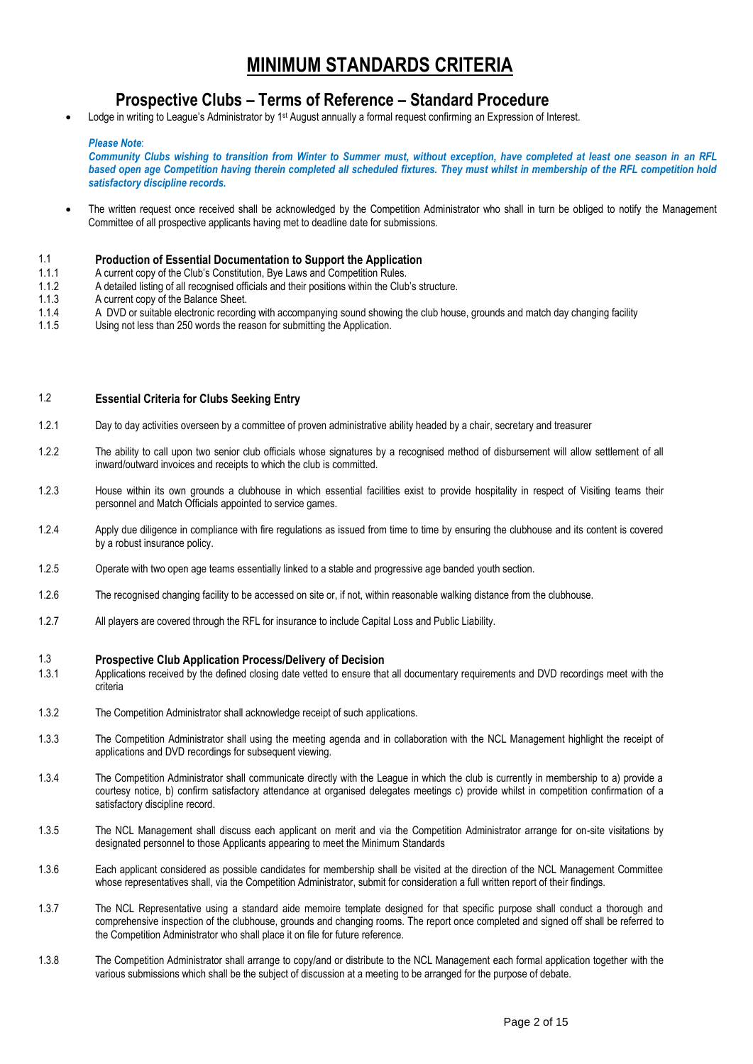# MINIMUM STANDARDS CRITERIA

## Prospective Clubs – Terms of Reference – Standard Procedure

- Lodge in writing to League's Administrator by 1st August annually a formal request confirming an Expression of Interest.

***Please Note*:**
***Community Clubs wishing to transition from Winter to Summer must, without exception, have completed at least one season in an RFL based open age Competition having therein completed all scheduled fixtures. They must whilst in membership of the RFL competition hold satisfactory discipline records.***

- The written request once received shall be acknowledged by the Competition Administrator who shall in turn be obliged to notify the Management Committee of all prospective applicants having met to deadline date for submissions.

### 1.1 Production of Essential Documentation to Support the Application

1.1.1 A current copy of the Club's Constitution, Bye Laws and Competition Rules.
1.1.2 A detailed listing of all recognised officials and their positions within the Club's structure.
1.1.3 A current copy of the Balance Sheet.
1.1.4 A DVD or suitable electronic recording with accompanying sound showing the club house, grounds and match day changing facility
1.1.5 Using not less than 250 words the reason for submitting the Application.

### 1.2 Essential Criteria for Clubs Seeking Entry

1.2.1 Day to day activities overseen by a committee of proven administrative ability headed by a chair, secretary and treasurer

1.2.2 The ability to call upon two senior club officials whose signatures by a recognised method of disbursement will allow settlement of all inward/outward invoices and receipts to which the club is committed.

1.2.3 House within its own grounds a clubhouse in which essential facilities exist to provide hospitality in respect of Visiting teams their personnel and Match Officials appointed to service games.

1.2.4 Apply due diligence in compliance with fire regulations as issued from time to time by ensuring the clubhouse and its content is covered by a robust insurance policy.

1.2.5 Operate with two open age teams essentially linked to a stable and progressive age banded youth section.

1.2.6 The recognised changing facility to be accessed on site or, if not, within reasonable walking distance from the clubhouse.

1.2.7 All players are covered through the RFL for insurance to include Capital Loss and Public Liability.

### 1.3 Prospective Club Application Process/Delivery of Decision

1.3.1 Applications received by the defined closing date vetted to ensure that all documentary requirements and DVD recordings meet with the criteria

1.3.2 The Competition Administrator shall acknowledge receipt of such applications.

1.3.3 The Competition Administrator shall using the meeting agenda and in collaboration with the NCL Management highlight the receipt of applications and DVD recordings for subsequent viewing.

1.3.4 The Competition Administrator shall communicate directly with the League in which the club is currently in membership to a) provide a courtesy notice, b) confirm satisfactory attendance at organised delegates meetings c) provide whilst in competition confirmation of a satisfactory discipline record.

1.3.5 The NCL Management shall discuss each applicant on merit and via the Competition Administrator arrange for on-site visitations by designated personnel to those Applicants appearing to meet the Minimum Standards

1.3.6 Each applicant considered as possible candidates for membership shall be visited at the direction of the NCL Management Committee whose representatives shall, via the Competition Administrator, submit for consideration a full written report of their findings.

1.3.7 The NCL Representative using a standard aide memoire template designed for that specific purpose shall conduct a thorough and comprehensive inspection of the clubhouse, grounds and changing rooms. The report once completed and signed off shall be referred to the Competition Administrator who shall place it on file for future reference.

1.3.8 The Competition Administrator shall arrange to copy/and or distribute to the NCL Management each formal application together with the various submissions which shall be the subject of discussion at a meeting to be arranged for the purpose of debate.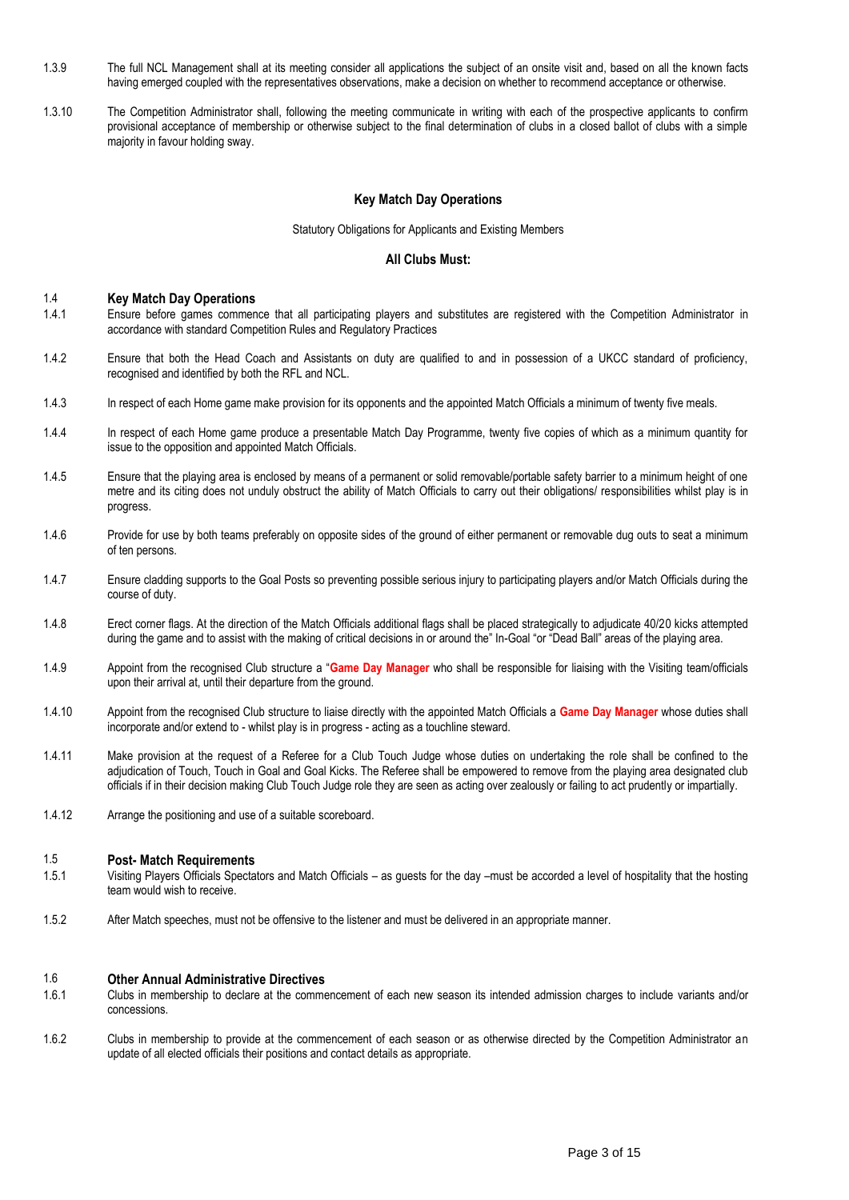1.3.9 The full NCL Management shall at its meeting consider all applications the subject of an onsite visit and, based on all the known facts having emerged coupled with the representatives observations, make a decision on whether to recommend acceptance or otherwise.

1.3.10 The Competition Administrator shall, following the meeting communicate in writing with each of the prospective applicants to confirm provisional acceptance of membership or otherwise subject to the final determination of clubs in a closed ballot of clubs with a simple majority in favour holding sway.

## Key Match Day Operations

Statutory Obligations for Applicants and Existing Members

**All Clubs Must:**

### 1.4 Key Match Day Operations

1.4.1 Ensure before games commence that all participating players and substitutes are registered with the Competition Administrator in accordance with standard Competition Rules and Regulatory Practices

1.4.2 Ensure that both the Head Coach and Assistants on duty are qualified to and in possession of a UKCC standard of proficiency, recognised and identified by both the RFL and NCL.

1.4.3 In respect of each Home game make provision for its opponents and the appointed Match Officials a minimum of twenty five meals.

1.4.4 In respect of each Home game produce a presentable Match Day Programme, twenty five copies of which as a minimum quantity for issue to the opposition and appointed Match Officials.

1.4.5 Ensure that the playing area is enclosed by means of a permanent or solid removable/portable safety barrier to a minimum height of one metre and its citing does not unduly obstruct the ability of Match Officials to carry out their obligations/ responsibilities whilst play is in progress.

1.4.6 Provide for use by both teams preferably on opposite sides of the ground of either permanent or removable dug outs to seat a minimum of ten persons.

1.4.7 Ensure cladding supports to the Goal Posts so preventing possible serious injury to participating players and/or Match Officials during the course of duty.

1.4.8 Erect corner flags. At the direction of the Match Officials additional flags shall be placed strategically to adjudicate 40/20 kicks attempted during the game and to assist with the making of critical decisions in or around the" In-Goal "or "Dead Ball" areas of the playing area.

1.4.9 Appoint from the recognised Club structure a "**Game Day Manager** who shall be responsible for liaising with the Visiting team/officials upon their arrival at, until their departure from the ground.

1.4.10 Appoint from the recognised Club structure to liaise directly with the appointed Match Officials a **Game Day Manager** whose duties shall incorporate and/or extend to - whilst play is in progress - acting as a touchline steward.

1.4.11 Make provision at the request of a Referee for a Club Touch Judge whose duties on undertaking the role shall be confined to the adjudication of Touch, Touch in Goal and Goal Kicks. The Referee shall be empowered to remove from the playing area designated club officials if in their decision making Club Touch Judge role they are seen as acting over zealously or failing to act prudently or impartially.

1.4.12 Arrange the positioning and use of a suitable scoreboard.

### 1.5 Post- Match Requirements

1.5.1 Visiting Players Officials Spectators and Match Officials – as guests for the day –must be accorded a level of hospitality that the hosting team would wish to receive.

1.5.2 After Match speeches, must not be offensive to the listener and must be delivered in an appropriate manner.

### 1.6 Other Annual Administrative Directives

1.6.1 Clubs in membership to declare at the commencement of each new season its intended admission charges to include variants and/or concessions.

1.6.2 Clubs in membership to provide at the commencement of each season or as otherwise directed by the Competition Administrator an update of all elected officials their positions and contact details as appropriate.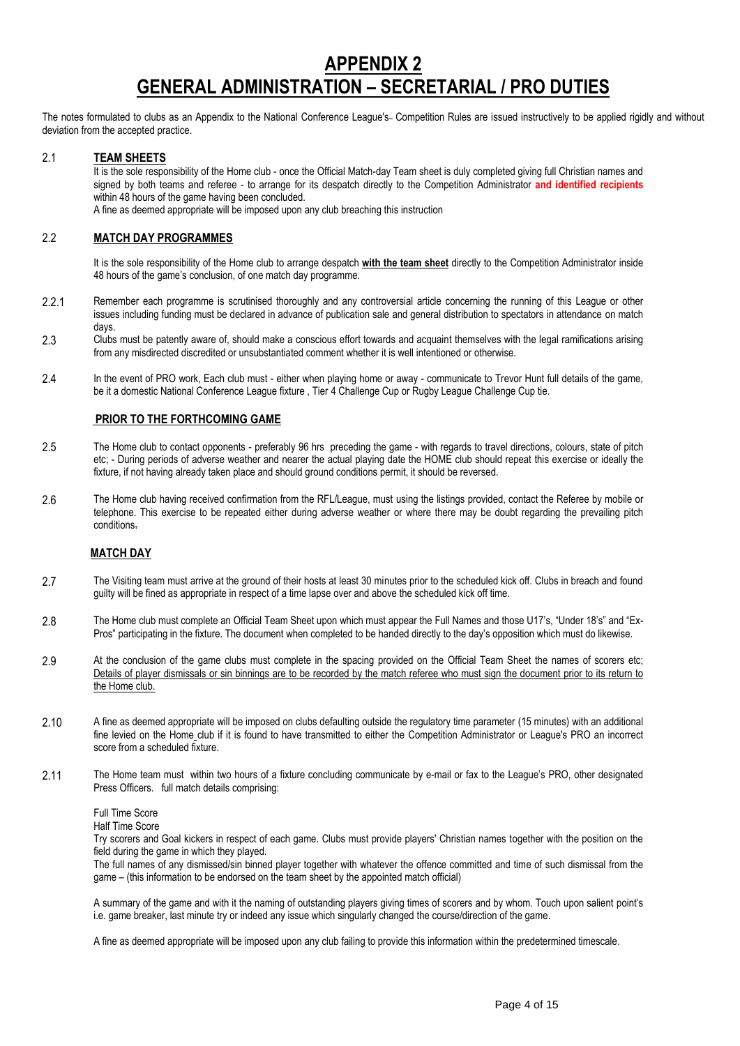# APPENDIX 2

# GENERAL ADMINISTRATION – SECRETARIAL / PRO DUTIES

The notes formulated to clubs as an Appendix to the National Conference League's- Competition Rules are issued instructively to be applied rigidly and without deviation from the accepted practice.

2.1 **TEAM SHEETS**

It is the sole responsibility of the Home club - once the Official Match-day Team sheet is duly completed giving full Christian names and signed by both teams and referee - to arrange for its despatch directly to the Competition Administrator **and identified recipients** within 48 hours of the game having been concluded.

A fine as deemed appropriate will be imposed upon any club breaching this instruction

2.2 **MATCH DAY PROGRAMMES**

It is the sole responsibility of the Home club to arrange despatch **with the team sheet** directly to the Competition Administrator inside 48 hours of the game's conclusion, of one match day programme.

2.2.1 Remember each programme is scrutinised thoroughly and any controversial article concerning the running of this League or other issues including funding must be declared in advance of publication sale and general distribution to spectators in attendance on match days.

2.3 Clubs must be patently aware of, should make a conscious effort towards and acquaint themselves with the legal ramifications arising from any misdirected discredited or unsubstantiated comment whether it is well intentioned or otherwise.

2.4 In the event of PRO work, Each club must - either when playing home or away - communicate to Trevor Hunt full details of the game, be it a domestic National Conference League fixture , Tier 4 Challenge Cup or Rugby League Challenge Cup tie.

**PRIOR TO THE FORTHCOMING GAME**

2.5 The Home club to contact opponents - preferably 96 hrs preceding the game - with regards to travel directions, colours, state of pitch etc; - During periods of adverse weather and nearer the actual playing date the HOME club should repeat this exercise or ideally the fixture, if not having already taken place and should ground conditions permit, it should be reversed.

2.6 The Home club having received confirmation from the RFL/League, must using the listings provided, contact the Referee by mobile or telephone. This exercise to be repeated either during adverse weather or where there may be doubt regarding the prevailing pitch conditions.

**MATCH DAY**

2.7 The Visiting team must arrive at the ground of their hosts at least 30 minutes prior to the scheduled kick off. Clubs in breach and found guilty will be fined as appropriate in respect of a time lapse over and above the scheduled kick off time.

2.8 The Home club must complete an Official Team Sheet upon which must appear the Full Names and those U17's, "Under 18's" and "Ex-Pros" participating in the fixture. The document when completed to be handed directly to the day's opposition which must do likewise.

2.9 At the conclusion of the game clubs must complete in the spacing provided on the Official Team Sheet the names of scorers etc; <u>Details of player dismissals or sin binnings are to be recorded by the match referee who must sign the document prior to its return to the Home club.</u>

2.10 A fine as deemed appropriate will be imposed on clubs defaulting outside the regulatory time parameter (15 minutes) with an additional fine levied on the Home club if it is found to have transmitted to either the Competition Administrator or League's PRO an incorrect score from a scheduled fixture.

2.11 The Home team must within two hours of a fixture concluding communicate by e-mail or fax to the League's PRO, other designated Press Officers. full match details comprising:

Full Time Score

Half Time Score

Try scorers and Goal kickers in respect of each game. Clubs must provide players' Christian names together with the position on the field during the game in which they played.

The full names of any dismissed/sin binned player together with whatever the offence committed and time of such dismissal from the game – (this information to be endorsed on the team sheet by the appointed match official)

A summary of the game and with it the naming of outstanding players giving times of scorers and by whom. Touch upon salient point's i.e. game breaker, last minute try or indeed any issue which singularly changed the course/direction of the game.

A fine as deemed appropriate will be imposed upon any club failing to provide this information within the predetermined timescale.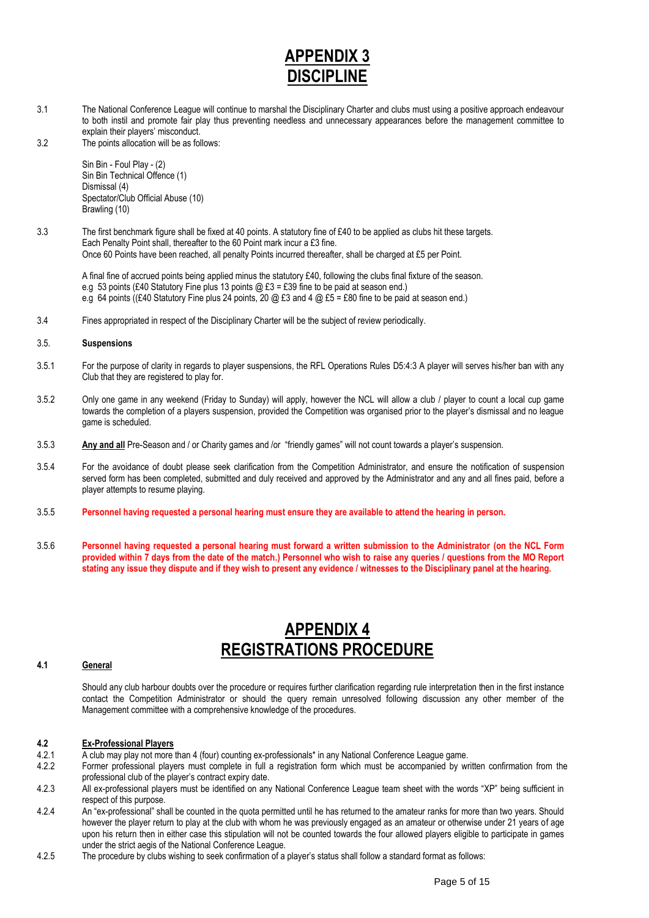# APPENDIX 3
# DISCIPLINE

3.1 The National Conference League will continue to marshal the Disciplinary Charter and clubs must using a positive approach endeavour to both instil and promote fair play thus preventing needless and unnecessary appearances before the management committee to explain their players' misconduct.

3.2 The points allocation will be as follows:

Sin Bin - Foul Play - (2)
Sin Bin Technical Offence (1)
Dismissal (4)
Spectator/Club Official Abuse (10)
Brawling (10)

3.3 The first benchmark figure shall be fixed at 40 points. A statutory fine of £40 to be applied as clubs hit these targets.
Each Penalty Point shall, thereafter to the 60 Point mark incur a £3 fine.
Once 60 Points have been reached, all penalty Points incurred thereafter, shall be charged at £5 per Point.

A final fine of accrued points being applied minus the statutory £40, following the clubs final fixture of the season.
e.g 53 points (£40 Statutory Fine plus 13 points @ £3 = £39 fine to be paid at season end.)
e.g 64 points ((£40 Statutory Fine plus 24 points, 20 @ £3 and 4 @ £5 = £80 fine to be paid at season end.)

3.4 Fines appropriated in respect of the Disciplinary Charter will be the subject of review periodically.

3.5. **Suspensions**

3.5.1 For the purpose of clarity in regards to player suspensions, the RFL Operations Rules D5:4:3 A player will serves his/her ban with any Club that they are registered to play for.

3.5.2 Only one game in any weekend (Friday to Sunday) will apply, however the NCL will allow a club / player to count a local cup game towards the completion of a players suspension, provided the Competition was organised prior to the player's dismissal and no league game is scheduled.

3.5.3 **Any and all** Pre-Season and / or Charity games and /or "friendly games" will not count towards a player's suspension.

3.5.4 For the avoidance of doubt please seek clarification from the Competition Administrator, and ensure the notification of suspension served form has been completed, submitted and duly received and approved by the Administrator and any and all fines paid, before a player attempts to resume playing.

3.5.5 **Personnel having requested a personal hearing must ensure they are available to attend the hearing in person.**

3.5.6 **Personnel having requested a personal hearing must forward a written submission to the Administrator (on the NCL Form provided within 7 days from the date of the match.) Personnel who wish to raise any queries / questions from the MO Report stating any issue they dispute and if they wish to present any evidence / witnesses to the Disciplinary panel at the hearing.**

# APPENDIX 4
# REGISTRATIONS PROCEDURE

**4.1 General**

Should any club harbour doubts over the procedure or requires further clarification regarding rule interpretation then in the first instance contact the Competition Administrator or should the query remain unresolved following discussion any other member of the Management committee with a comprehensive knowledge of the procedures.

**4.2 Ex-Professional Players**

4.2.1 A club may play not more than 4 (four) counting ex-professionals* in any National Conference League game.

4.2.2 Former professional players must complete in full a registration form which must be accompanied by written confirmation from the professional club of the player's contract expiry date.

4.2.3 All ex-professional players must be identified on any National Conference League team sheet with the words "XP" being sufficient in respect of this purpose.

4.2.4 An "ex-professional" shall be counted in the quota permitted until he has returned to the amateur ranks for more than two years. Should however the player return to play at the club with whom he was previously engaged as an amateur or otherwise under 21 years of age upon his return then in either case this stipulation will not be counted towards the four allowed players eligible to participate in games under the strict aegis of the National Conference League.

4.2.5 The procedure by clubs wishing to seek confirmation of a player's status shall follow a standard format as follows: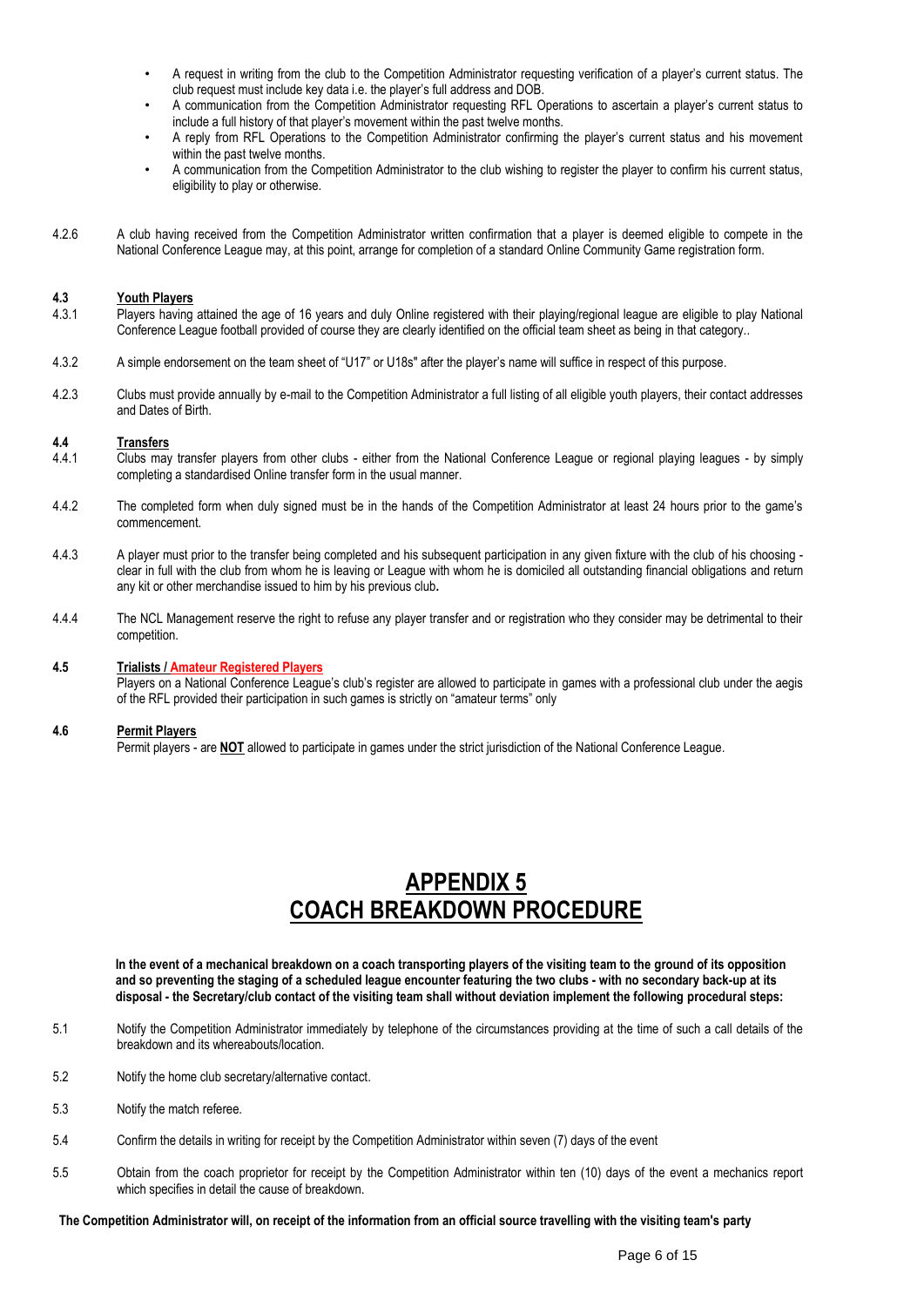- A request in writing from the club to the Competition Administrator requesting verification of a player's current status. The club request must include key data i.e. the player's full address and DOB.
- A communication from the Competition Administrator requesting RFL Operations to ascertain a player's current status to include a full history of that player's movement within the past twelve months.
- A reply from RFL Operations to the Competition Administrator confirming the player's current status and his movement within the past twelve months.
- A communication from the Competition Administrator to the club wishing to register the player to confirm his current status, eligibility to play or otherwise.

4.2.6 A club having received from the Competition Administrator written confirmation that a player is deemed eligible to compete in the National Conference League may, at this point, arrange for completion of a standard Online Community Game registration form.

**4.3 Youth Players**

4.3.1 Players having attained the age of 16 years and duly Online registered with their playing/regional league are eligible to play National Conference League football provided of course they are clearly identified on the official team sheet as being in that category..

4.3.2 A simple endorsement on the team sheet of "U17" or U18s" after the player's name will suffice in respect of this purpose.

4.2.3 Clubs must provide annually by e-mail to the Competition Administrator a full listing of all eligible youth players, their contact addresses and Dates of Birth.

**4.4 Transfers**

4.4.1 Clubs may transfer players from other clubs - either from the National Conference League or regional playing leagues - by simply completing a standardised Online transfer form in the usual manner.

4.4.2 The completed form when duly signed must be in the hands of the Competition Administrator at least 24 hours prior to the game's commencement.

4.4.3 A player must prior to the transfer being completed and his subsequent participation in any given fixture with the club of his choosing - clear in full with the club from whom he is leaving or League with whom he is domiciled all outstanding financial obligations and return any kit or other merchandise issued to him by his previous club.

4.4.4 The NCL Management reserve the right to refuse any player transfer and or registration who they consider may be detrimental to their competition.

**4.5 Trialists / Amateur Registered Players**

Players on a National Conference League's club's register are allowed to participate in games with a professional club under the aegis of the RFL provided their participation in such games is strictly on "amateur terms" only

**4.6 Permit Players**

Permit players - are **NOT** allowed to participate in games under the strict jurisdiction of the National Conference League.

# APPENDIX 5
# COACH BREAKDOWN PROCEDURE

**In the event of a mechanical breakdown on a coach transporting players of the visiting team to the ground of its opposition and so preventing the staging of a scheduled league encounter featuring the two clubs - with no secondary back-up at its disposal - the Secretary/club contact of the visiting team shall without deviation implement the following procedural steps:**

5.1 Notify the Competition Administrator immediately by telephone of the circumstances providing at the time of such a call details of the breakdown and its whereabouts/location.

5.2 Notify the home club secretary/alternative contact.

5.3 Notify the match referee.

5.4 Confirm the details in writing for receipt by the Competition Administrator within seven (7) days of the event

5.5 Obtain from the coach proprietor for receipt by the Competition Administrator within ten (10) days of the event a mechanics report which specifies in detail the cause of breakdown.

**The Competition Administrator will, on receipt of the information from an official source travelling with the visiting team's party**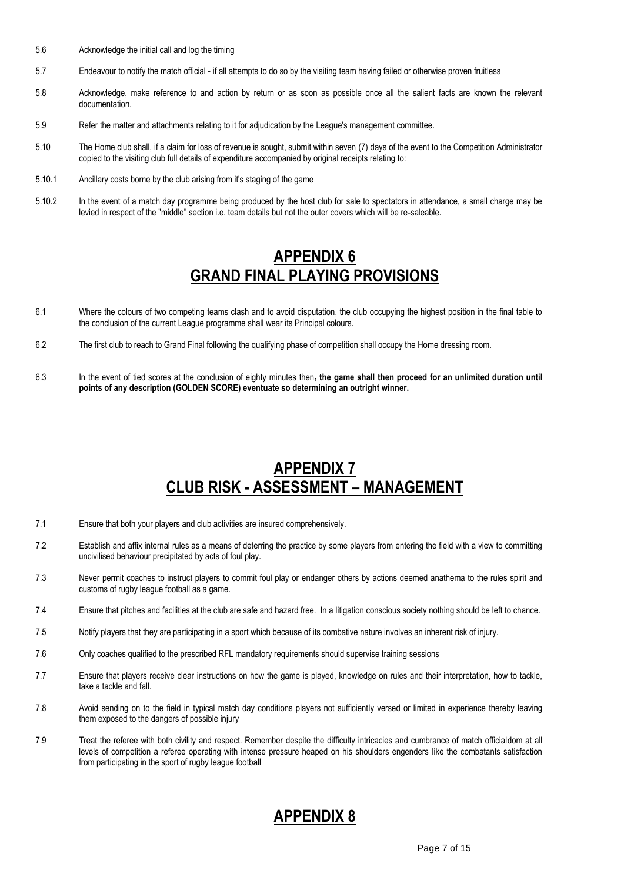5.6 Acknowledge the initial call and log the timing

5.7 Endeavour to notify the match official - if all attempts to do so by the visiting team having failed or otherwise proven fruitless

5.8 Acknowledge, make reference to and action by return or as soon as possible once all the salient facts are known the relevant documentation.

5.9 Refer the matter and attachments relating to it for adjudication by the League's management committee.

5.10 The Home club shall, if a claim for loss of revenue is sought, submit within seven (7) days of the event to the Competition Administrator copied to the visiting club full details of expenditure accompanied by original receipts relating to:

5.10.1 Ancillary costs borne by the club arising from it's staging of the game

5.10.2 In the event of a match day programme being produced by the host club for sale to spectators in attendance, a small charge may be levied in respect of the "middle" section i.e. team details but not the outer covers which will be re-saleable.

# APPENDIX 6
# GRAND FINAL PLAYING PROVISIONS

6.1 Where the colours of two competing teams clash and to avoid disputation, the club occupying the highest position in the final table to the conclusion of the current League programme shall wear its Principal colours.

6.2 The first club to reach to Grand Final following the qualifying phase of competition shall occupy the Home dressing room.

6.3 In the event of tied scores at the conclusion of eighty minutes then, **the game shall then proceed for an unlimited duration until points of any description (GOLDEN SCORE) eventuate so determining an outright winner.**

# APPENDIX 7
# CLUB RISK - ASSESSMENT – MANAGEMENT

7.1 Ensure that both your players and club activities are insured comprehensively.

7.2 Establish and affix internal rules as a means of deterring the practice by some players from entering the field with a view to committing uncivilised behaviour precipitated by acts of foul play.

7.3 Never permit coaches to instruct players to commit foul play or endanger others by actions deemed anathema to the rules spirit and customs of rugby league football as a game.

7.4 Ensure that pitches and facilities at the club are safe and hazard free. In a litigation conscious society nothing should be left to chance.

7.5 Notify players that they are participating in a sport which because of its combative nature involves an inherent risk of injury.

7.6 Only coaches qualified to the prescribed RFL mandatory requirements should supervise training sessions

7.7 Ensure that players receive clear instructions on how the game is played, knowledge on rules and their interpretation, how to tackle, take a tackle and fall.

7.8 Avoid sending on to the field in typical match day conditions players not sufficiently versed or limited in experience thereby leaving them exposed to the dangers of possible injury

7.9 Treat the referee with both civility and respect. Remember despite the difficulty intricacies and cumbrance of match officialdom at all levels of competition a referee operating with intense pressure heaped on his shoulders engenders like the combatants satisfaction from participating in the sport of rugby league football

# APPENDIX 8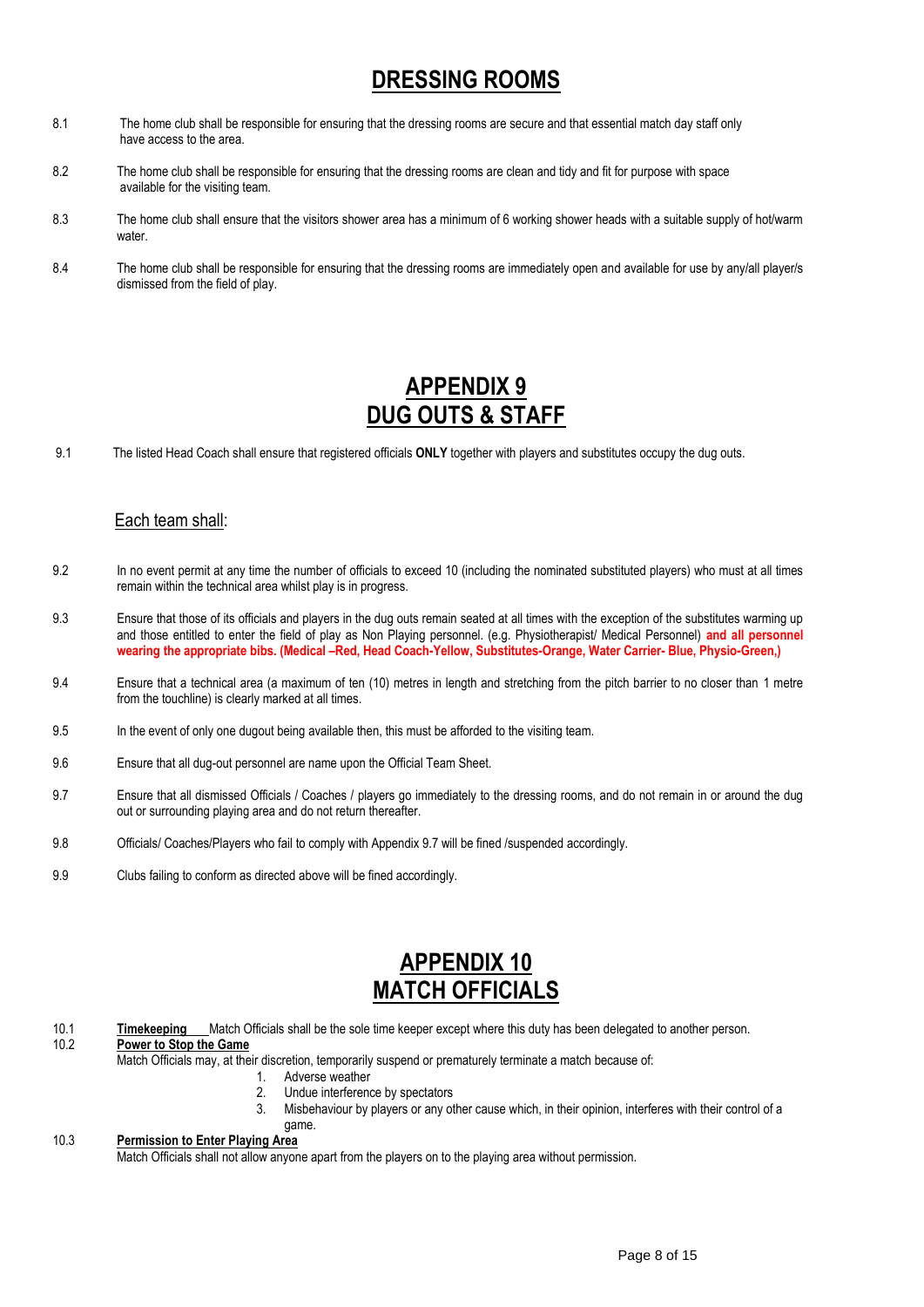# DRESSING ROOMS

8.1 The home club shall be responsible for ensuring that the dressing rooms are secure and that essential match day staff only have access to the area.

8.2 The home club shall be responsible for ensuring that the dressing rooms are clean and tidy and fit for purpose with space available for the visiting team.

8.3 The home club shall ensure that the visitors shower area has a minimum of 6 working shower heads with a suitable supply of hot/warm water.

8.4 The home club shall be responsible for ensuring that the dressing rooms are immediately open and available for use by any/all player/s dismissed from the field of play.

# APPENDIX 9
# DUG OUTS & STAFF

9.1 The listed Head Coach shall ensure that registered officials **ONLY** together with players and substitutes occupy the dug outs.

Each team shall:

9.2 In no event permit at any time the number of officials to exceed 10 (including the nominated substituted players) who must at all times remain within the technical area whilst play is in progress.

9.3 Ensure that those of its officials and players in the dug outs remain seated at all times with the exception of the substitutes warming up and those entitled to enter the field of play as Non Playing personnel. (e.g. Physiotherapist/ Medical Personnel) **and all personnel wearing the appropriate bibs. (Medical –Red, Head Coach-Yellow, Substitutes-Orange, Water Carrier- Blue, Physio-Green,)**

9.4 Ensure that a technical area (a maximum of ten (10) metres in length and stretching from the pitch barrier to no closer than 1 metre from the touchline) is clearly marked at all times.

9.5 In the event of only one dugout being available then, this must be afforded to the visiting team.

9.6 Ensure that all dug-out personnel are name upon the Official Team Sheet.

9.7 Ensure that all dismissed Officials / Coaches / players go immediately to the dressing rooms, and do not remain in or around the dug out or surrounding playing area and do not return thereafter.

9.8 Officials/ Coaches/Players who fail to comply with Appendix 9.7 will be fined /suspended accordingly.

9.9 Clubs failing to conform as directed above will be fined accordingly.

# APPENDIX 10
# MATCH OFFICIALS

10.1 **Timekeeping** Match Officials shall be the sole time keeper except where this duty has been delegated to another person.

10.2 **Power to Stop the Game**

Match Officials may, at their discretion, temporarily suspend or prematurely terminate a match because of:

1. Adverse weather
2. Undue interference by spectators
3. Misbehaviour by players or any other cause which, in their opinion, interferes with their control of a game.

10.3 **Permission to Enter Playing Area**

Match Officials shall not allow anyone apart from the players on to the playing area without permission.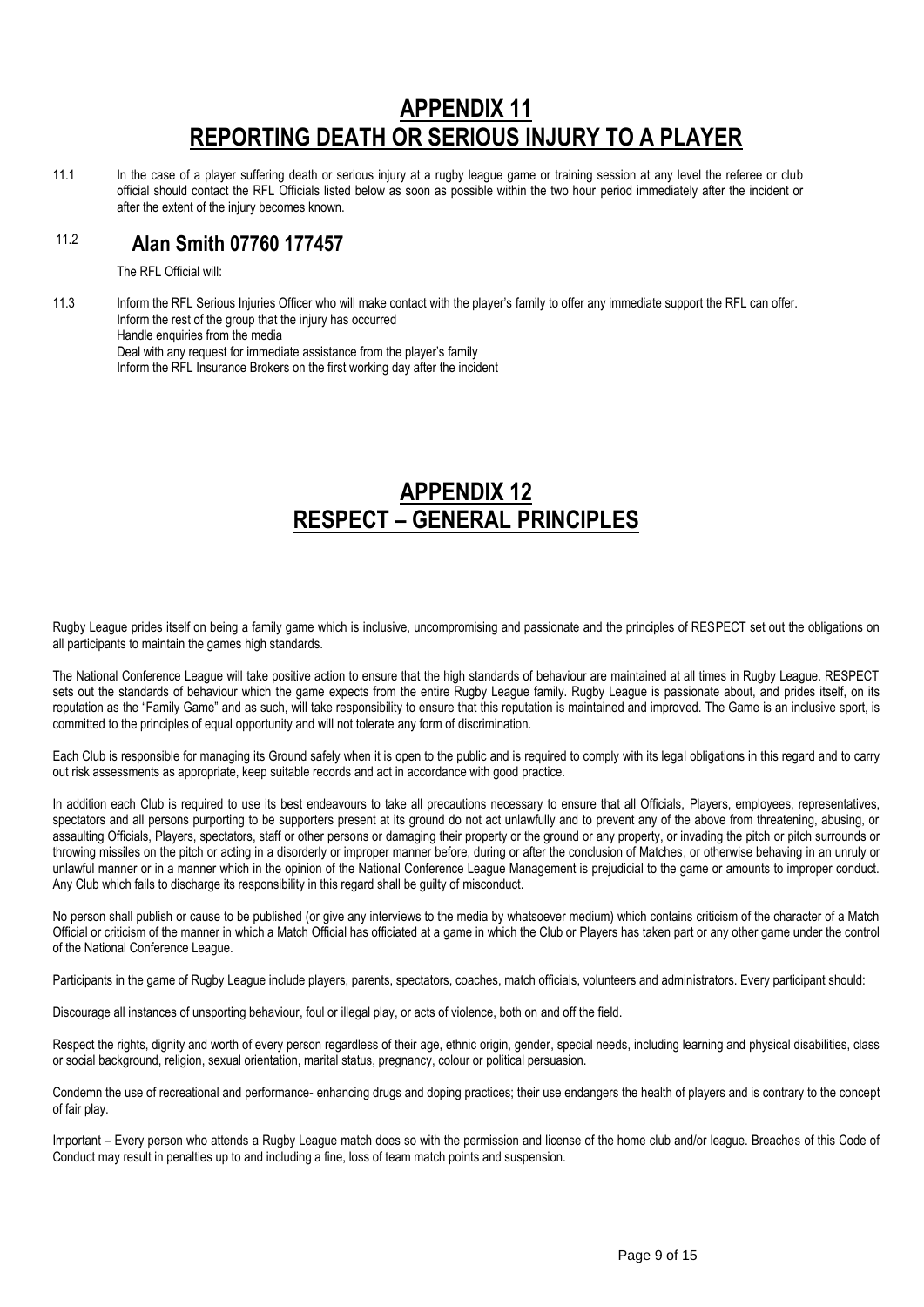# APPENDIX 11
# REPORTING DEATH OR SERIOUS INJURY TO A PLAYER

11.1 In the case of a player suffering death or serious injury at a rugby league game or training session at any level the referee or club official should contact the RFL Officials listed below as soon as possible within the two hour period immediately after the incident or after the extent of the injury becomes known.

11.2 **Alan Smith 07760 177457**

The RFL Official will:

11.3 Inform the RFL Serious Injuries Officer who will make contact with the player's family to offer any immediate support the RFL can offer.
Inform the rest of the group that the injury has occurred
Handle enquiries from the media
Deal with any request for immediate assistance from the player's family
Inform the RFL Insurance Brokers on the first working day after the incident

# APPENDIX 12
# RESPECT – GENERAL PRINCIPLES

Rugby League prides itself on being a family game which is inclusive, uncompromising and passionate and the principles of RESPECT set out the obligations on all participants to maintain the games high standards.

The National Conference League will take positive action to ensure that the high standards of behaviour are maintained at all times in Rugby League. RESPECT sets out the standards of behaviour which the game expects from the entire Rugby League family. Rugby League is passionate about, and prides itself, on its reputation as the "Family Game" and as such, will take responsibility to ensure that this reputation is maintained and improved. The Game is an inclusive sport, is committed to the principles of equal opportunity and will not tolerate any form of discrimination.

Each Club is responsible for managing its Ground safely when it is open to the public and is required to comply with its legal obligations in this regard and to carry out risk assessments as appropriate, keep suitable records and act in accordance with good practice.

In addition each Club is required to use its best endeavours to take all precautions necessary to ensure that all Officials, Players, employees, representatives, spectators and all persons purporting to be supporters present at its ground do not act unlawfully and to prevent any of the above from threatening, abusing, or assaulting Officials, Players, spectators, staff or other persons or damaging their property or the ground or any property, or invading the pitch or pitch surrounds or throwing missiles on the pitch or acting in a disorderly or improper manner before, during or after the conclusion of Matches, or otherwise behaving in an unruly or unlawful manner or in a manner which in the opinion of the National Conference League Management is prejudicial to the game or amounts to improper conduct. Any Club which fails to discharge its responsibility in this regard shall be guilty of misconduct.

No person shall publish or cause to be published (or give any interviews to the media by whatsoever medium) which contains criticism of the character of a Match Official or criticism of the manner in which a Match Official has officiated at a game in which the Club or Players has taken part or any other game under the control of the National Conference League.

Participants in the game of Rugby League include players, parents, spectators, coaches, match officials, volunteers and administrators. Every participant should:

Discourage all instances of unsporting behaviour, foul or illegal play, or acts of violence, both on and off the field.

Respect the rights, dignity and worth of every person regardless of their age, ethnic origin, gender, special needs, including learning and physical disabilities, class or social background, religion, sexual orientation, marital status, pregnancy, colour or political persuasion.

Condemn the use of recreational and performance- enhancing drugs and doping practices; their use endangers the health of players and is contrary to the concept of fair play.

Important – Every person who attends a Rugby League match does so with the permission and license of the home club and/or league. Breaches of this Code of Conduct may result in penalties up to and including a fine, loss of team match points and suspension.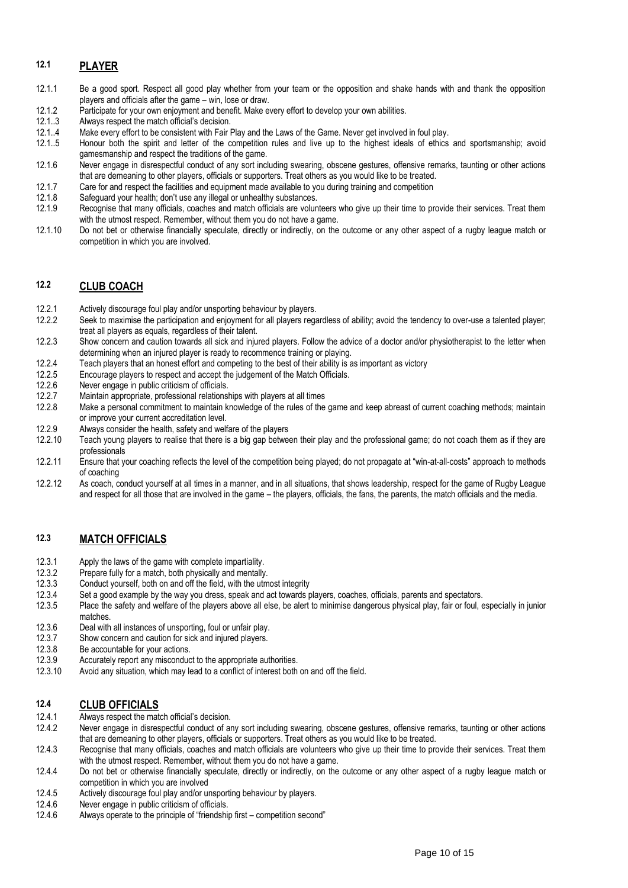## 12.1 PLAYER

12.1.1 Be a good sport. Respect all good play whether from your team or the opposition and shake hands with and thank the opposition players and officials after the game – win, lose or draw.

12.1.2 Participate for your own enjoyment and benefit. Make every effort to develop your own abilities.

12.1..3 Always respect the match official's decision.

12.1..4 Make every effort to be consistent with Fair Play and the Laws of the Game. Never get involved in foul play.

12.1..5 Honour both the spirit and letter of the competition rules and live up to the highest ideals of ethics and sportsmanship; avoid gamesmanship and respect the traditions of the game.

12.1.6 Never engage in disrespectful conduct of any sort including swearing, obscene gestures, offensive remarks, taunting or other actions that are demeaning to other players, officials or supporters. Treat others as you would like to be treated.

12.1.7 Care for and respect the facilities and equipment made available to you during training and competition

12.1.8 Safeguard your health; don't use any illegal or unhealthy substances.

12.1.9 Recognise that many officials, coaches and match officials are volunteers who give up their time to provide their services. Treat them with the utmost respect. Remember, without them you do not have a game.

12.1.10 Do not bet or otherwise financially speculate, directly or indirectly, on the outcome or any other aspect of a rugby league match or competition in which you are involved.

## 12.2 CLUB COACH

12.2.1 Actively discourage foul play and/or unsporting behaviour by players.

12.2.2 Seek to maximise the participation and enjoyment for all players regardless of ability; avoid the tendency to over-use a talented player; treat all players as equals, regardless of their talent.

12.2.3 Show concern and caution towards all sick and injured players. Follow the advice of a doctor and/or physiotherapist to the letter when determining when an injured player is ready to recommence training or playing.

12.2.4 Teach players that an honest effort and competing to the best of their ability is as important as victory

12.2.5 Encourage players to respect and accept the judgement of the Match Officials.

12.2.6 Never engage in public criticism of officials.

12.2.7 Maintain appropriate, professional relationships with players at all times

12.2.8 Make a personal commitment to maintain knowledge of the rules of the game and keep abreast of current coaching methods; maintain or improve your current accreditation level.

12.2.9 Always consider the health, safety and welfare of the players

12.2.10 Teach young players to realise that there is a big gap between their play and the professional game; do not coach them as if they are professionals

12.2.11 Ensure that your coaching reflects the level of the competition being played; do not propagate at "win-at-all-costs" approach to methods of coaching

12.2.12 As coach, conduct yourself at all times in a manner, and in all situations, that shows leadership, respect for the game of Rugby League and respect for all those that are involved in the game – the players, officials, the fans, the parents, the match officials and the media.

## 12.3 MATCH OFFICIALS

12.3.1 Apply the laws of the game with complete impartiality.

12.3.2 Prepare fully for a match, both physically and mentally.

12.3.3 Conduct yourself, both on and off the field, with the utmost integrity

12.3.4 Set a good example by the way you dress, speak and act towards players, coaches, officials, parents and spectators.

12.3.5 Place the safety and welfare of the players above all else, be alert to minimise dangerous physical play, fair or foul, especially in junior matches.

12.3.6 Deal with all instances of unsporting, foul or unfair play.

12.3.7 Show concern and caution for sick and injured players.

12.3.8 Be accountable for your actions.

12.3.9 Accurately report any misconduct to the appropriate authorities.

12.3.10 Avoid any situation, which may lead to a conflict of interest both on and off the field.

## 12.4 CLUB OFFICIALS

12.4.1 Always respect the match official's decision.

12.4.2 Never engage in disrespectful conduct of any sort including swearing, obscene gestures, offensive remarks, taunting or other actions that are demeaning to other players, officials or supporters. Treat others as you would like to be treated.

12.4.3 Recognise that many officials, coaches and match officials are volunteers who give up their time to provide their services. Treat them with the utmost respect. Remember, without them you do not have a game.

12.4.4 Do not bet or otherwise financially speculate, directly or indirectly, on the outcome or any other aspect of a rugby league match or competition in which you are involved

12.4.5 Actively discourage foul play and/or unsporting behaviour by players.

12.4.6 Never engage in public criticism of officials.

12.4.6 Always operate to the principle of "friendship first – competition second"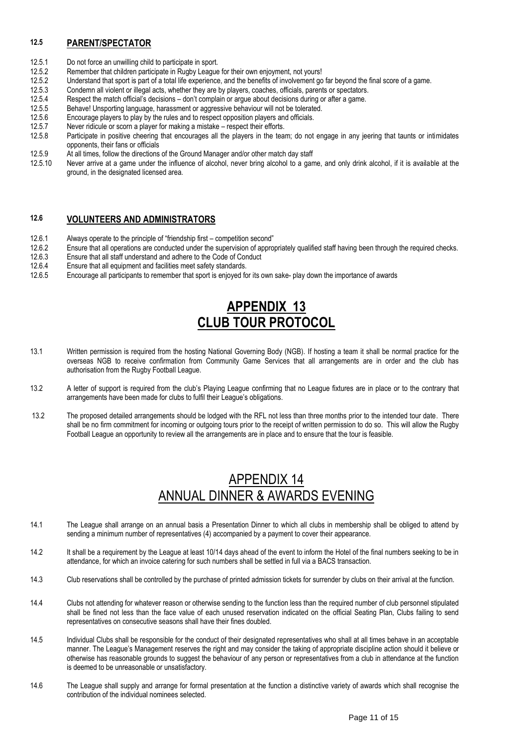### 12.5 PARENT/SPECTATOR

12.5.1 Do not force an unwilling child to participate in sport.

12.5.2 Remember that children participate in Rugby League for their own enjoyment, not yours!

12.5.2 Understand that sport is part of a total life experience, and the benefits of involvement go far beyond the final score of a game.

12.5.3 Condemn all violent or illegal acts, whether they are by players, coaches, officials, parents or spectators.

12.5.4 Respect the match official's decisions – don't complain or argue about decisions during or after a game.

12.5.5 Behave! Unsporting language, harassment or aggressive behaviour will not be tolerated.

12.5.6 Encourage players to play by the rules and to respect opposition players and officials.

12.5.7 Never ridicule or scorn a player for making a mistake – respect their efforts.

12.5.8 Participate in positive cheering that encourages all the players in the team; do not engage in any jeering that taunts or intimidates opponents, their fans or officials

12.5.9 At all times, follow the directions of the Ground Manager and/or other match day staff

12.5.10 Never arrive at a game under the influence of alcohol, never bring alcohol to a game, and only drink alcohol, if it is available at the ground, in the designated licensed area.

### 12.6 VOLUNTEERS AND ADMINISTRATORS

12.6.1 Always operate to the principle of "friendship first – competition second"

12.6.2 Ensure that all operations are conducted under the supervision of appropriately qualified staff having been through the required checks.

12.6.3 Ensure that all staff understand and adhere to the Code of Conduct

12.6.4 Ensure that all equipment and facilities meet safety standards.

12.6.5 Encourage all participants to remember that sport is enjoyed for its own sake- play down the importance of awards

# APPENDIX 13
# CLUB TOUR PROTOCOL

13.1 Written permission is required from the hosting National Governing Body (NGB). If hosting a team it shall be normal practice for the overseas NGB to receive confirmation from Community Game Services that all arrangements are in order and the club has authorisation from the Rugby Football League.

13.2 A letter of support is required from the club's Playing League confirming that no League fixtures are in place or to the contrary that arrangements have been made for clubs to fulfil their League's obligations.

13.2 The proposed detailed arrangements should be lodged with the RFL not less than three months prior to the intended tour date. There shall be no firm commitment for incoming or outgoing tours prior to the receipt of written permission to do so. This will allow the Rugby Football League an opportunity to review all the arrangements are in place and to ensure that the tour is feasible.

# APPENDIX 14
# ANNUAL DINNER & AWARDS EVENING

14.1 The League shall arrange on an annual basis a Presentation Dinner to which all clubs in membership shall be obliged to attend by sending a minimum number of representatives (4) accompanied by a payment to cover their appearance.

14.2 It shall be a requirement by the League at least 10/14 days ahead of the event to inform the Hotel of the final numbers seeking to be in attendance, for which an invoice catering for such numbers shall be settled in full via a BACS transaction.

14.3 Club reservations shall be controlled by the purchase of printed admission tickets for surrender by clubs on their arrival at the function.

14.4 Clubs not attending for whatever reason or otherwise sending to the function less than the required number of club personnel stipulated shall be fined not less than the face value of each unused reservation indicated on the official Seating Plan, Clubs failing to send representatives on consecutive seasons shall have their fines doubled.

14.5 Individual Clubs shall be responsible for the conduct of their designated representatives who shall at all times behave in an acceptable manner. The League's Management reserves the right and may consider the taking of appropriate discipline action should it believe or otherwise has reasonable grounds to suggest the behaviour of any person or representatives from a club in attendance at the function is deemed to be unreasonable or unsatisfactory.

14.6 The League shall supply and arrange for formal presentation at the function a distinctive variety of awards which shall recognise the contribution of the individual nominees selected.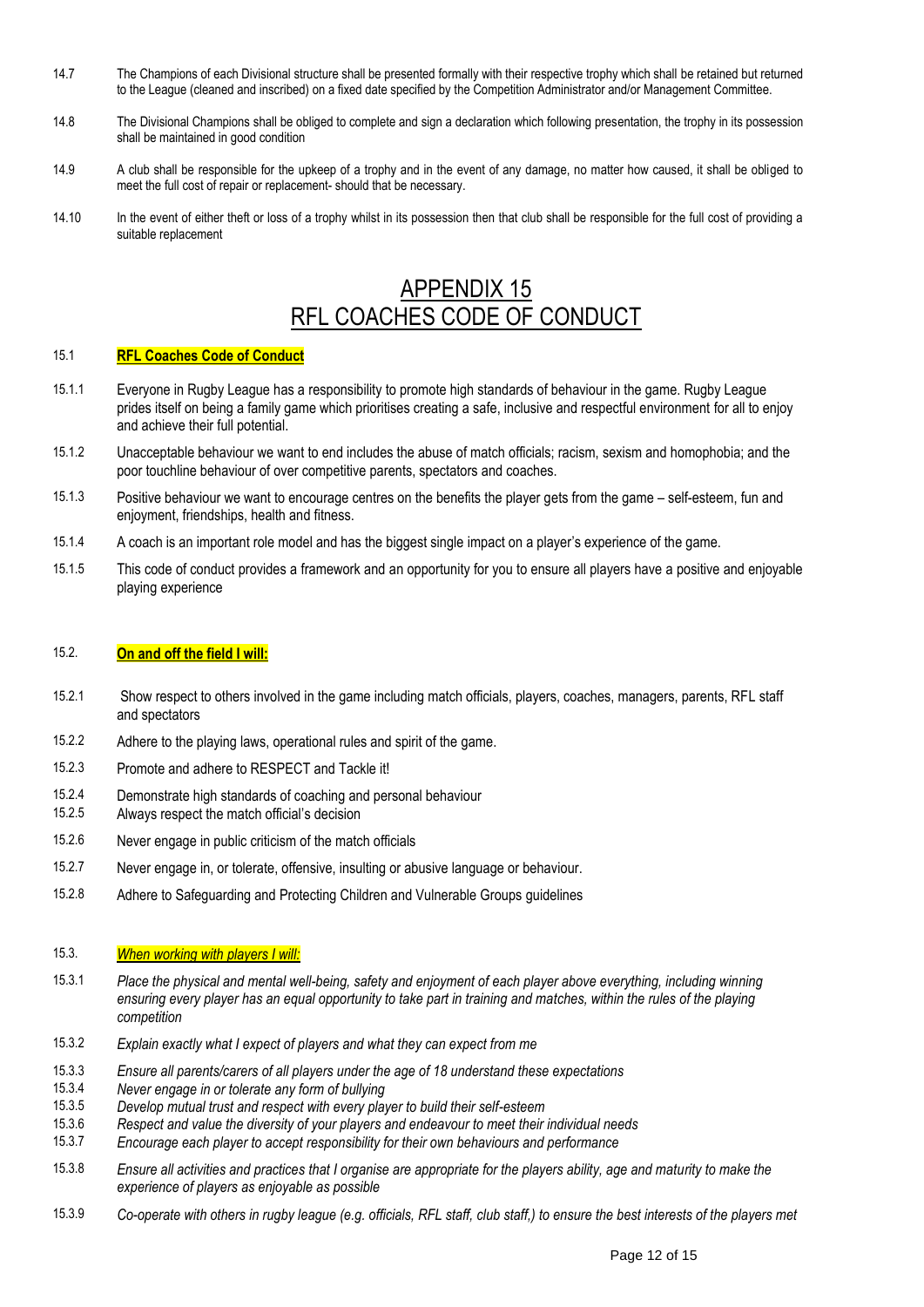14.7 The Champions of each Divisional structure shall be presented formally with their respective trophy which shall be retained but returned to the League (cleaned and inscribed) on a fixed date specified by the Competition Administrator and/or Management Committee.

14.8 The Divisional Champions shall be obliged to complete and sign a declaration which following presentation, the trophy in its possession shall be maintained in good condition

14.9 A club shall be responsible for the upkeep of a trophy and in the event of any damage, no matter how caused, it shall be obliged to meet the full cost of repair or replacement- should that be necessary.

14.10 In the event of either theft or loss of a trophy whilst in its possession then that club shall be responsible for the full cost of providing a suitable replacement

# APPENDIX 15
# RFL COACHES CODE OF CONDUCT

## 15.1 **RFL Coaches Code of Conduct**

15.1.1 Everyone in Rugby League has a responsibility to promote high standards of behaviour in the game. Rugby League prides itself on being a family game which prioritises creating a safe, inclusive and respectful environment for all to enjoy and achieve their full potential.

15.1.2 Unacceptable behaviour we want to end includes the abuse of match officials; racism, sexism and homophobia; and the poor touchline behaviour of over competitive parents, spectators and coaches.

15.1.3 Positive behaviour we want to encourage centres on the benefits the player gets from the game – self-esteem, fun and enjoyment, friendships, health and fitness.

15.1.4 A coach is an important role model and has the biggest single impact on a player's experience of the game.

15.1.5 This code of conduct provides a framework and an opportunity for you to ensure all players have a positive and enjoyable playing experience

## 15.2. **On and off the field I will:**

15.2.1 Show respect to others involved in the game including match officials, players, coaches, managers, parents, RFL staff and spectators

15.2.2 Adhere to the playing laws, operational rules and spirit of the game.

15.2.3 Promote and adhere to RESPECT and Tackle it!

15.2.4 Demonstrate high standards of coaching and personal behaviour

15.2.5 Always respect the match official's decision

15.2.6 Never engage in public criticism of the match officials

15.2.7 Never engage in, or tolerate, offensive, insulting or abusive language or behaviour.

15.2.8 Adhere to Safeguarding and Protecting Children and Vulnerable Groups guidelines

## 15.3. *When working with players I will:*

15.3.1 *Place the physical and mental well-being, safety and enjoyment of each player above everything, including winning ensuring every player has an equal opportunity to take part in training and matches, within the rules of the playing competition*

15.3.2 *Explain exactly what I expect of players and what they can expect from me*

15.3.3 *Ensure all parents/carers of all players under the age of 18 understand these expectations*

15.3.4 *Never engage in or tolerate any form of bullying*

15.3.5 *Develop mutual trust and respect with every player to build their self-esteem*

15.3.6 *Respect and value the diversity of your players and endeavour to meet their individual needs*

15.3.7 *Encourage each player to accept responsibility for their own behaviours and performance*

15.3.8 *Ensure all activities and practices that I organise are appropriate for the players ability, age and maturity to make the experience of players as enjoyable as possible*

15.3.9 *Co-operate with others in rugby league (e.g. officials, RFL staff, club staff,) to ensure the best interests of the players met*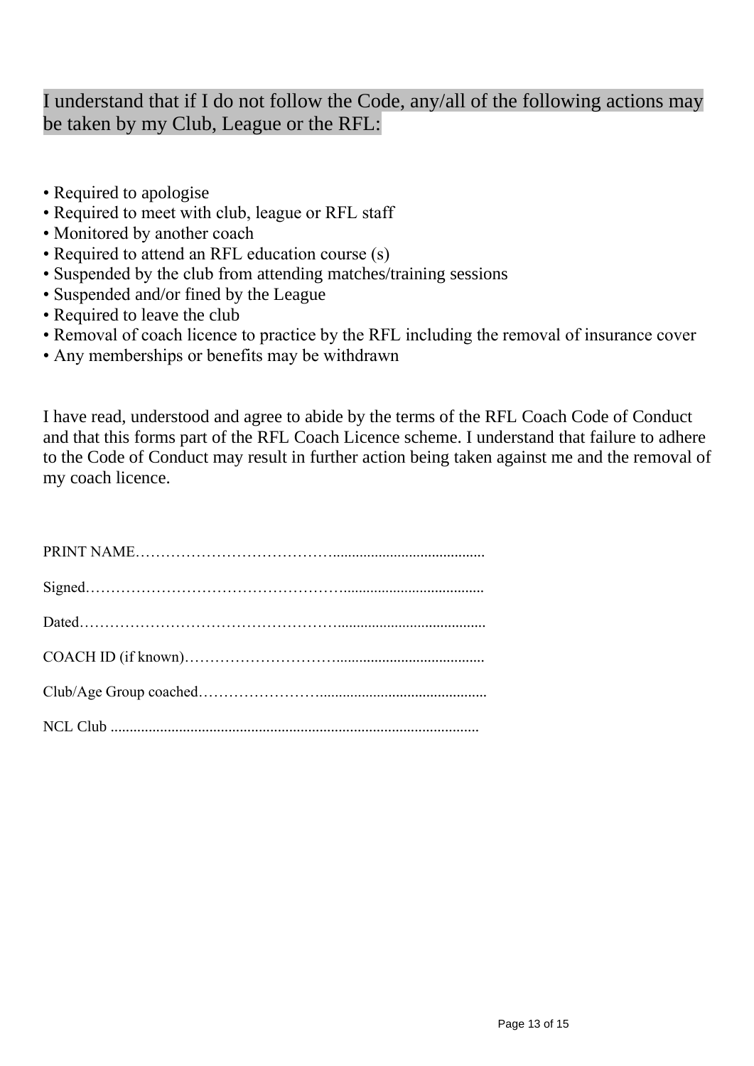I understand that if I do not follow the Code, any/all of the following actions may be taken by my Club, League or the RFL:

- Required to apologise
- Required to meet with club, league or RFL staff
- Monitored by another coach
- Required to attend an RFL education course (s)
- Suspended by the club from attending matches/training sessions
- Suspended and/or fined by the League
- Required to leave the club
- Removal of coach licence to practice by the RFL including the removal of insurance cover
- Any memberships or benefits may be withdrawn

I have read, understood and agree to abide by the terms of the RFL Coach Code of Conduct and that this forms part of the RFL Coach Licence scheme. I understand that failure to adhere to the Code of Conduct may result in further action being taken against me and the removal of my coach licence.

PRINT NAME…………………………………......................................

Signed…………………………………………....................................

Dated…………………………………………......................................

COACH ID (if known)…………………………......................................

Club/Age Group coached……………………...........................................

NCL Club ...............................................................................................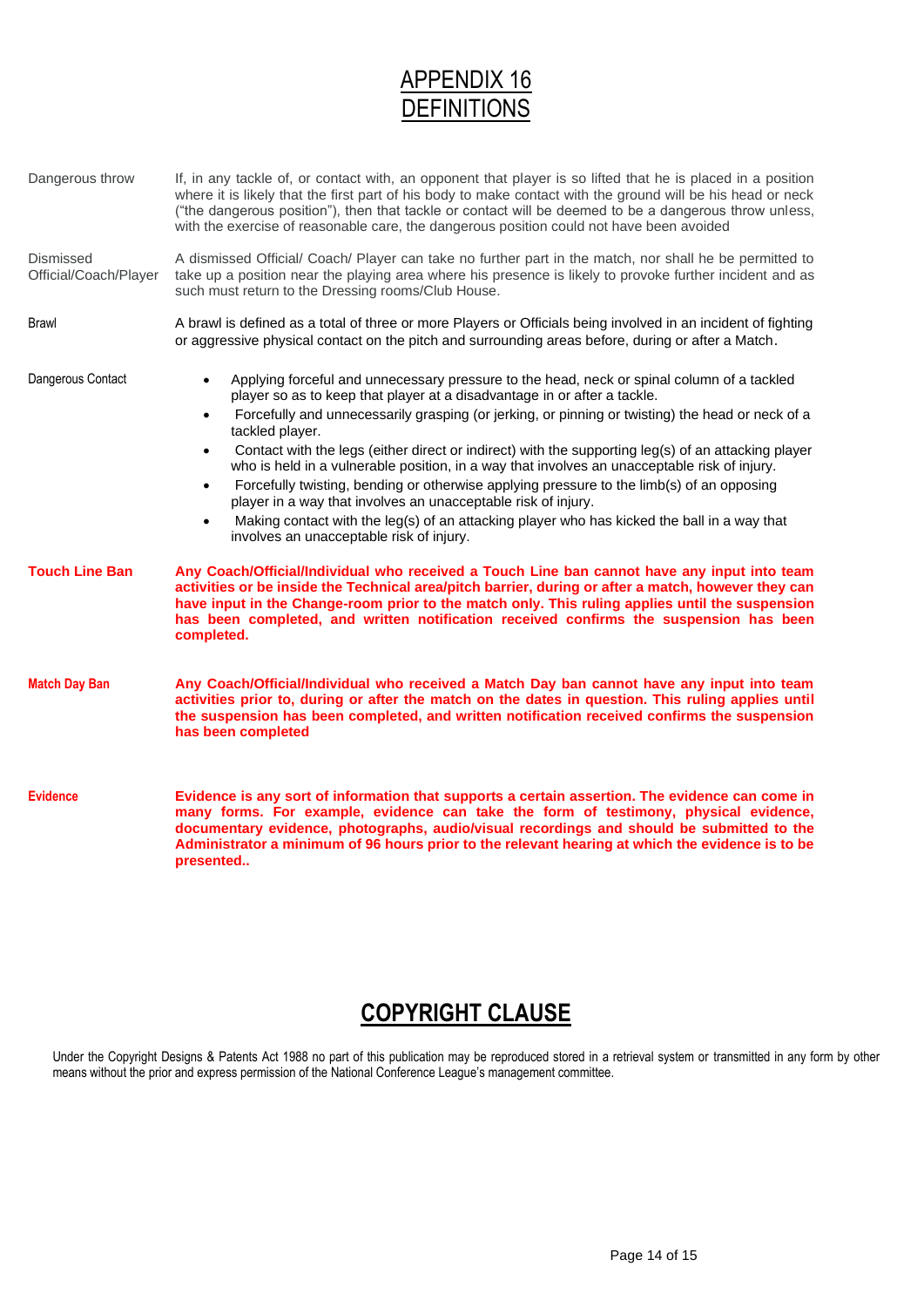# APPENDIX 16
# DEFINITIONS

| | |
|---|---|
| Dangerous throw | If, in any tackle of, or contact with, an opponent that player is so lifted that he is placed in a position where it is likely that the first part of his body to make contact with the ground will be his head or neck ("the dangerous position"), then that tackle or contact will be deemed to be a dangerous throw unless, with the exercise of reasonable care, the dangerous position could not have been avoided |
| Dismissed Official/Coach/Player | A dismissed Official/ Coach/ Player can take no further part in the match, nor shall he be permitted to take up a position near the playing area where his presence is likely to provoke further incident and as such must return to the Dressing rooms/Club House. |
| Brawl | A brawl is defined as a total of three or more Players or Officials being involved in an incident of fighting or aggressive physical contact on the pitch and surrounding areas before, during or after a Match. |
| Dangerous Contact | • Applying forceful and unnecessary pressure to the head, neck or spinal column of a tackled player so as to keep that player at a disadvantage in or after a tackle.<br>• Forcefully and unnecessarily grasping (or jerking, or pinning or twisting) the head or neck of a tackled player.<br>• Contact with the legs (either direct or indirect) with the supporting leg(s) of an attacking player who is held in a vulnerable position, in a way that involves an unacceptable risk of injury.<br>• Forcefully twisting, bending or otherwise applying pressure to the limb(s) of an opposing player in a way that involves an unacceptable risk of injury.<br>• Making contact with the leg(s) of an attacking player who has kicked the ball in a way that involves an unacceptable risk of injury. |
| **Touch Line Ban** | **Any Coach/Official/Individual who received a Touch Line ban cannot have any input into team activities or be inside the Technical area/pitch barrier, during or after a match, however they can have input in the Change-room prior to the match only. This ruling applies until the suspension has been completed, and written notification received confirms the suspension has been completed.** |
| **Match Day Ban** | **Any Coach/Official/Individual who received a Match Day ban cannot have any input into team activities prior to, during or after the match on the dates in question. This ruling applies until the suspension has been completed, and written notification received confirms the suspension has been completed** |
| **Evidence** | **Evidence is any sort of information that supports a certain assertion. The evidence can come in many forms. For example, evidence can take the form of testimony, physical evidence, documentary evidence, photographs, audio/visual recordings and should be submitted to the Administrator a minimum of 96 hours prior to the relevant hearing at which the evidence is to be presented..** |

## COPYRIGHT CLAUSE

Under the Copyright Designs & Patents Act 1988 no part of this publication may be reproduced stored in a retrieval system or transmitted in any form by other means without the prior and express permission of the National Conference League's management committee.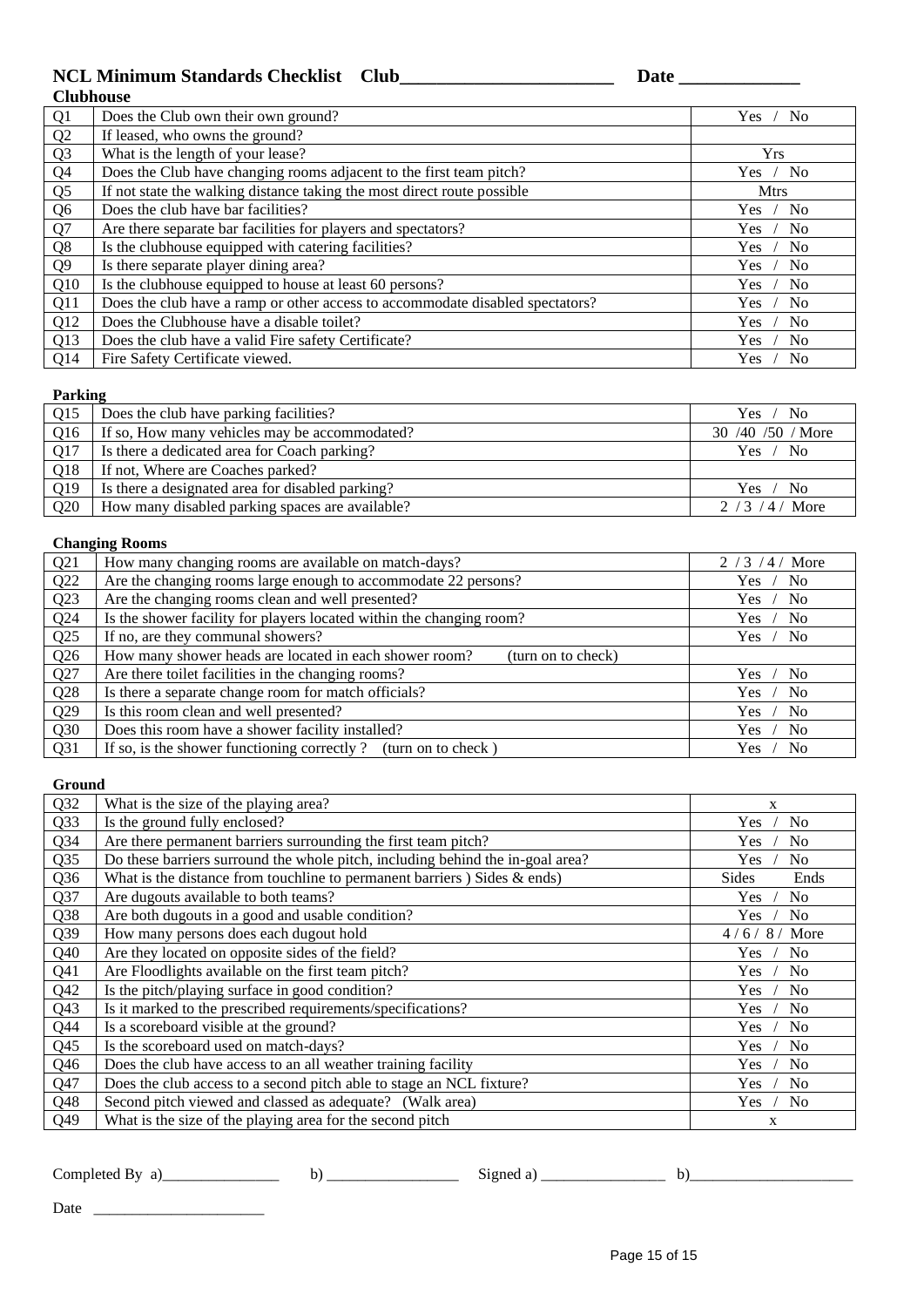## NCL Minimum Standards Checklist Club______________________ Date _____________

### Clubhouse

| | | |
|---|---|---|
| Q1 | Does the Club own their own ground? | Yes / No |
| Q2 | If leased, who owns the ground? | |
| Q3 | What is the length of your lease? | Yrs |
| Q4 | Does the Club have changing rooms adjacent to the first team pitch? | Yes / No |
| Q5 | If not state the walking distance taking the most direct route possible | Mtrs |
| Q6 | Does the club have bar facilities? | Yes / No |
| Q7 | Are there separate bar facilities for players and spectators? | Yes / No |
| Q8 | Is the clubhouse equipped with catering facilities? | Yes / No |
| Q9 | Is there separate player dining area? | Yes / No |
| Q10 | Is the clubhouse equipped to house at least 60 persons? | Yes / No |
| Q11 | Does the club have a ramp or other access to accommodate disabled spectators? | Yes / No |
| Q12 | Does the Clubhouse have a disable toilet? | Yes / No |
| Q13 | Does the club have a valid Fire safety Certificate? | Yes / No |
| Q14 | Fire Safety Certificate viewed. | Yes / No |

### Parking

| | | |
|---|---|---|
| Q15 | Does the club have parking facilities? | Yes / No |
| Q16 | If so, How many vehicles may be accommodated? | 30 /40 /50 / More |
| Q17 | Is there a dedicated area for Coach parking? | Yes / No |
| Q18 | If not, Where are Coaches parked? | |
| Q19 | Is there a designated area for disabled parking? | Yes / No |
| Q20 | How many disabled parking spaces are available? | 2 / 3 / 4 / More |

### Changing Rooms

| | | |
|---|---|---|
| Q21 | How many changing rooms are available on match-days? | 2 / 3 / 4 / More |
| Q22 | Are the changing rooms large enough to accommodate 22 persons? | Yes / No |
| Q23 | Are the changing rooms clean and well presented? | Yes / No |
| Q24 | Is the shower facility for players located within the changing room? | Yes / No |
| Q25 | If no, are they communal showers? | Yes / No |
| Q26 | How many shower heads are located in each shower room? (turn on to check) | |
| Q27 | Are there toilet facilities in the changing rooms? | Yes / No |
| Q28 | Is there a separate change room for match officials? | Yes / No |
| Q29 | Is this room clean and well presented? | Yes / No |
| Q30 | Does this room have a shower facility installed? | Yes / No |
| Q31 | If so, is the shower functioning correctly ? (turn on to check ) | Yes / No |

### Ground

| | | |
|---|---|---|
| Q32 | What is the size of the playing area? | x |
| Q33 | Is the ground fully enclosed? | Yes / No |
| Q34 | Are there permanent barriers surrounding the first team pitch? | Yes / No |
| Q35 | Do these barriers surround the whole pitch, including behind the in-goal area? | Yes / No |
| Q36 | What is the distance from touchline to permanent barriers ) Sides & ends) | Sides Ends |
| Q37 | Are dugouts available to both teams? | Yes / No |
| Q38 | Are both dugouts in a good and usable condition? | Yes / No |
| Q39 | How many persons does each dugout hold | 4 / 6 / 8 / More |
| Q40 | Are they located on opposite sides of the field? | Yes / No |
| Q41 | Are Floodlights available on the first team pitch? | Yes / No |
| Q42 | Is the pitch/playing surface in good condition? | Yes / No |
| Q43 | Is it marked to the prescribed requirements/specifications? | Yes / No |
| Q44 | Is a scoreboard visible at the ground? | Yes / No |
| Q45 | Is the scoreboard used on match-days? | Yes / No |
| Q46 | Does the club have access to an all weather training facility | Yes / No |
| Q47 | Does the club access to a second pitch able to stage an NCL fixture? | Yes / No |
| Q48 | Second pitch viewed and classed as adequate? (Walk area) | Yes / No |
| Q49 | What is the size of the playing area for the second pitch | x |

Completed By a)_______________ b) _________________ Signed a) ________________ b)_____________________

Date ______________________